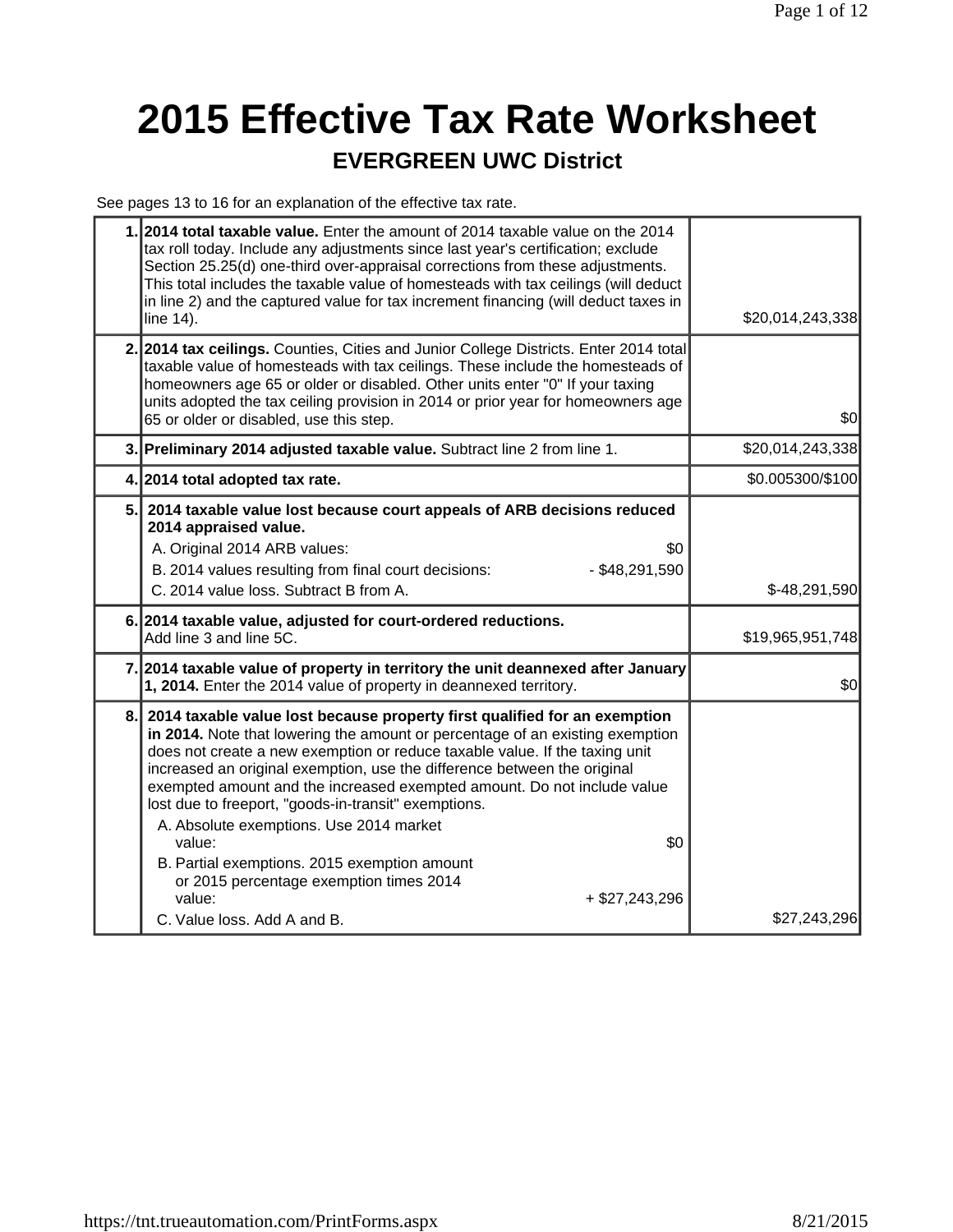# 2015 Effective Tax Rate Worksheet

## EVERGREEN UWC District

See pages 13 to 16 for an explanation of the effective tax rate.

| | | |
|---|---|---|
| 1. | **2014 total taxable value.** Enter the amount of 2014 taxable value on the 2014 tax roll today. Include any adjustments since last year's certification; exclude Section 25.25(d) one-third over-appraisal corrections from these adjustments. This total includes the taxable value of homesteads with tax ceilings (will deduct in line 2) and the captured value for tax increment financing (will deduct taxes in line 14). | $20,014,243,338 |
| 2. | **2014 tax ceilings.** Counties, Cities and Junior College Districts. Enter 2014 total taxable value of homesteads with tax ceilings. These include the homesteads of homeowners age 65 or older or disabled. Other units enter "0" If your taxing units adopted the tax ceiling provision in 2014 or prior year for homeowners age 65 or older or disabled, use this step. | $0 |
| 3. | **Preliminary 2014 adjusted taxable value.** Subtract line 2 from line 1. | $20,014,243,338 |
| 4. | **2014 total adopted tax rate.** | $0.005300/$100 |
| 5. | **2014 taxable value lost because court appeals of ARB decisions reduced 2014 appraised value.**<br>A. Original 2014 ARB values: $0<br>B. 2014 values resulting from final court decisions: - $48,291,590<br>C. 2014 value loss. Subtract B from A. | $-48,291,590 |
| 6. | **2014 taxable value, adjusted for court-ordered reductions.** Add line 3 and line 5C. | $19,965,951,748 |
| 7. | **2014 taxable value of property in territory the unit deannexed after January 1, 2014.** Enter the 2014 value of property in deannexed territory. | $0 |
| 8. | **2014 taxable value lost because property first qualified for an exemption in 2014.** Note that lowering the amount or percentage of an existing exemption does not create a new exemption or reduce taxable value. If the taxing unit increased an original exemption, use the difference between the original exempted amount and the increased exempted amount. Do not include value lost due to freeport, "goods-in-transit" exemptions.<br>A. Absolute exemptions. Use 2014 market value: $0<br>B. Partial exemptions. 2015 exemption amount or 2015 percentage exemption times 2014 value: + $27,243,296<br>C. Value loss. Add A and B. | $27,243,296 |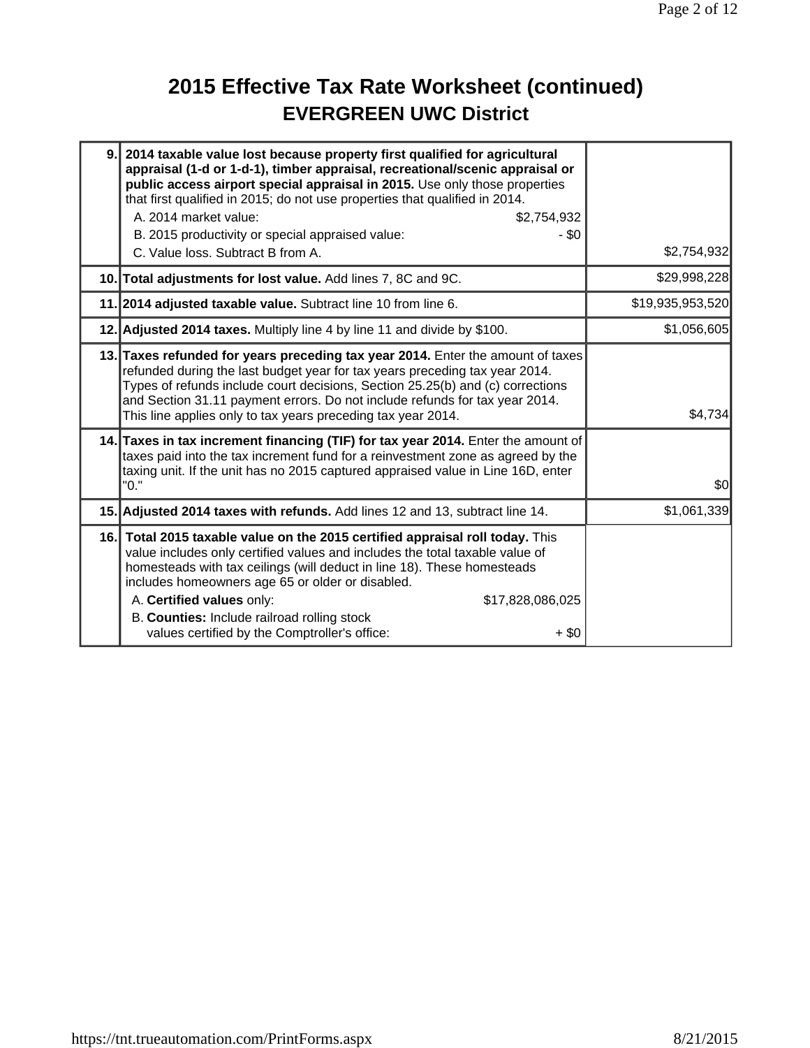# 2015 Effective Tax Rate Worksheet (continued)

## EVERGREEN UWC District

| | | |
|---|---|---|
| 9. | **2014 taxable value lost because property first qualified for agricultural appraisal (1-d or 1-d-1), timber appraisal, recreational/scenic appraisal or public access airport special appraisal in 2015.** Use only those properties that first qualified in 2015; do not use properties that qualified in 2014.<br>A. 2014 market value: $2,754,932<br>B. 2015 productivity or special appraised value: - $0<br>C. Value loss. Subtract B from A. | $2,754,932 |
| 10. | **Total adjustments for lost value.** Add lines 7, 8C and 9C. | $29,998,228 |
| 11. | **2014 adjusted taxable value.** Subtract line 10 from line 6. | $19,935,953,520 |
| 12. | **Adjusted 2014 taxes.** Multiply line 4 by line 11 and divide by $100. | $1,056,605 |
| 13. | **Taxes refunded for years preceding tax year 2014.** Enter the amount of taxes refunded during the last budget year for tax years preceding tax year 2014. Types of refunds include court decisions, Section 25.25(b) and (c) corrections and Section 31.11 payment errors. Do not include refunds for tax year 2014. This line applies only to tax years preceding tax year 2014. | $4,734 |
| 14. | **Taxes in tax increment financing (TIF) for tax year 2014.** Enter the amount of taxes paid into the tax increment fund for a reinvestment zone as agreed by the taxing unit. If the unit has no 2015 captured appraised value in Line 16D, enter "0." | $0 |
| 15. | **Adjusted 2014 taxes with refunds.** Add lines 12 and 13, subtract line 14. | $1,061,339 |
| 16. | **Total 2015 taxable value on the 2015 certified appraisal roll today.** This value includes only certified values and includes the total taxable value of homesteads with tax ceilings (will deduct in line 18). These homesteads includes homeowners age 65 or older or disabled.<br>A. **Certified values** only: $17,828,086,025<br>B. **Counties:** Include railroad rolling stock values certified by the Comptroller's office: + $0 | |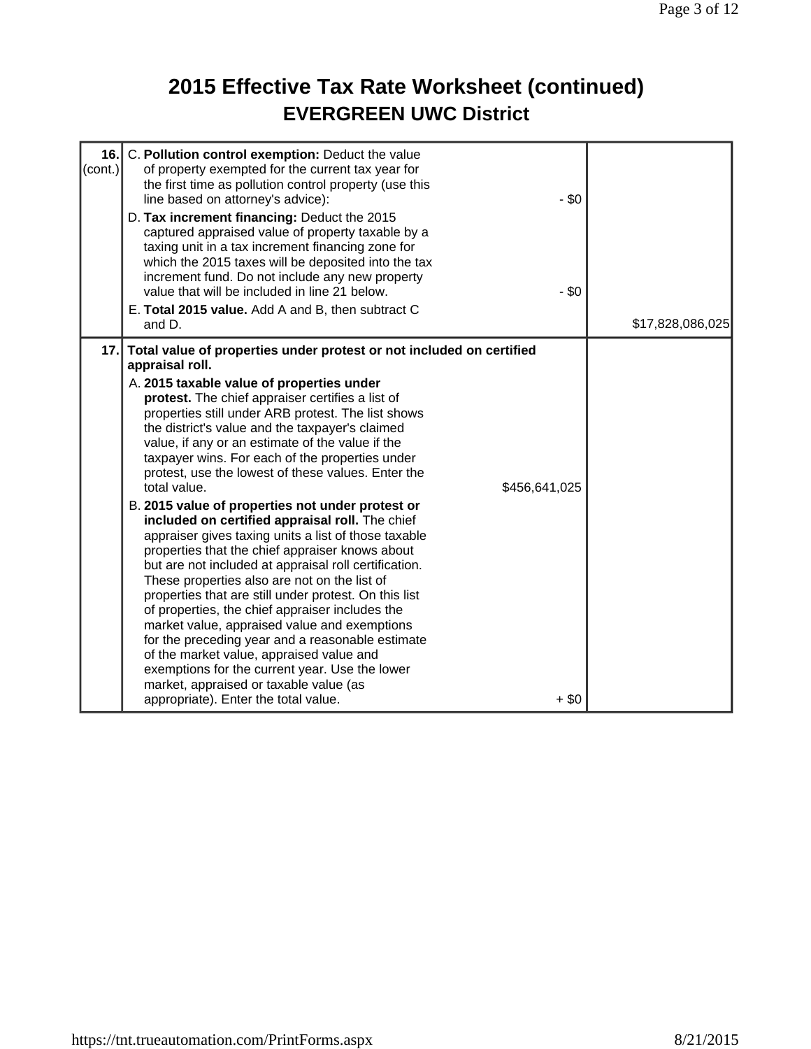# 2015 Effective Tax Rate Worksheet (continued)

## EVERGREEN UWC District

| Line | Description | Amount | Total |
|---|---|---|---|
| **16.** (cont.) | C. **Pollution control exemption:** Deduct the value of property exempted for the current tax year for the first time as pollution control property (use this line based on attorney's advice): | - $0 | |
| | D. **Tax increment financing:** Deduct the 2015 captured appraised value of property taxable by a taxing unit in a tax increment financing zone for which the 2015 taxes will be deposited into the tax increment fund. Do not include any new property value that will be included in line 21 below. | - $0 | |
| | E. **Total 2015 value.** Add A and B, then subtract C and D. | | $17,828,086,025 |
| **17.** | **Total value of properties under protest or not included on certified appraisal roll.** | | |
| | A. **2015 taxable value of properties under protest.** The chief appraiser certifies a list of properties still under ARB protest. The list shows the district's value and the taxpayer's claimed value, if any or an estimate of the value if the taxpayer wins. For each of the properties under protest, use the lowest of these values. Enter the total value. | $456,641,025 | |
| | B. **2015 value of properties not under protest or included on certified appraisal roll.** The chief appraiser gives taxing units a list of those taxable properties that the chief appraiser knows about but are not included at appraisal roll certification. These properties also are not on the list of properties that are still under protest. On this list of properties, the chief appraiser includes the market value, appraised value and exemptions for the preceding year and a reasonable estimate of the market value, appraised value and exemptions for the current year. Use the lower market, appraised or taxable value (as appropriate). Enter the total value. | + $0 | |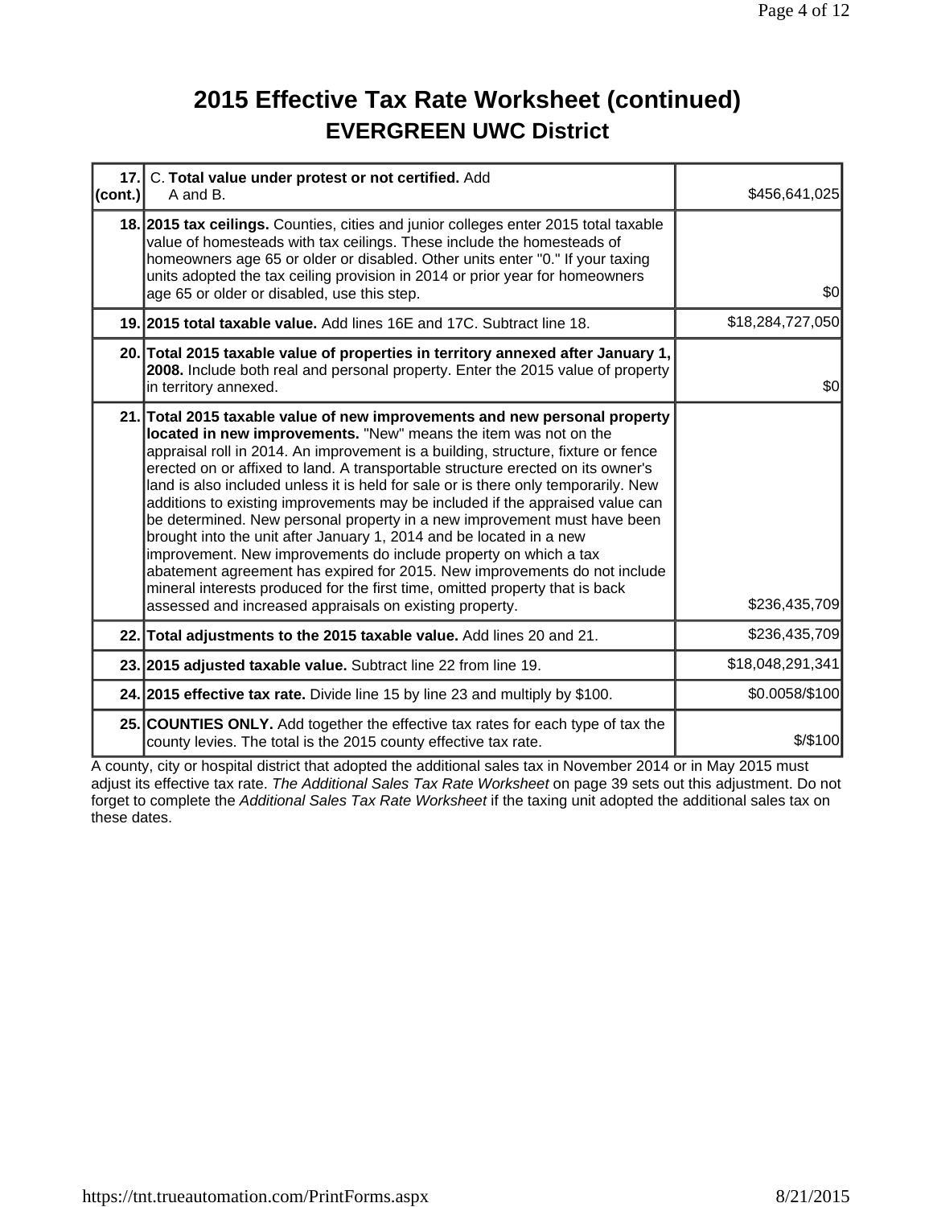# 2015 Effective Tax Rate Worksheet (continued)

## EVERGREEN UWC District

| Line | Description | Amount |
|---|---|---|
| 17. (cont.) | C. **Total value under protest or not certified.** Add A and B. | $456,641,025 |
| 18. | **2015 tax ceilings.** Counties, cities and junior colleges enter 2015 total taxable value of homesteads with tax ceilings. These include the homesteads of homeowners age 65 or older or disabled. Other units enter "0." If your taxing units adopted the tax ceiling provision in 2014 or prior year for homeowners age 65 or older or disabled, use this step. | $0 |
| 19. | **2015 total taxable value.** Add lines 16E and 17C. Subtract line 18. | $18,284,727,050 |
| 20. | **Total 2015 taxable value of properties in territory annexed after January 1, 2008.** Include both real and personal property. Enter the 2015 value of property in territory annexed. | $0 |
| 21. | **Total 2015 taxable value of new improvements and new personal property located in new improvements.** "New" means the item was not on the appraisal roll in 2014. An improvement is a building, structure, fixture or fence erected on or affixed to land. A transportable structure erected on its owner's land is also included unless it is held for sale or is there only temporarily. New additions to existing improvements may be included if the appraised value can be determined. New personal property in a new improvement must have been brought into the unit after January 1, 2014 and be located in a new improvement. New improvements do include property on which a tax abatement agreement has expired for 2015. New improvements do not include mineral interests produced for the first time, omitted property that is back assessed and increased appraisals on existing property. | $236,435,709 |
| 22. | **Total adjustments to the 2015 taxable value.** Add lines 20 and 21. | $236,435,709 |
| 23. | **2015 adjusted taxable value.** Subtract line 22 from line 19. | $18,048,291,341 |
| 24. | **2015 effective tax rate.** Divide line 15 by line 23 and multiply by $100. | $0.0058/$100 |
| 25. | **COUNTIES ONLY.** Add together the effective tax rates for each type of tax the county levies. The total is the 2015 county effective tax rate. | $/$100 |

A county, city or hospital district that adopted the additional sales tax in November 2014 or in May 2015 must adjust its effective tax rate. *The Additional Sales Tax Rate Worksheet* on page 39 sets out this adjustment. Do not forget to complete the *Additional Sales Tax Rate Worksheet* if the taxing unit adopted the additional sales tax on these dates.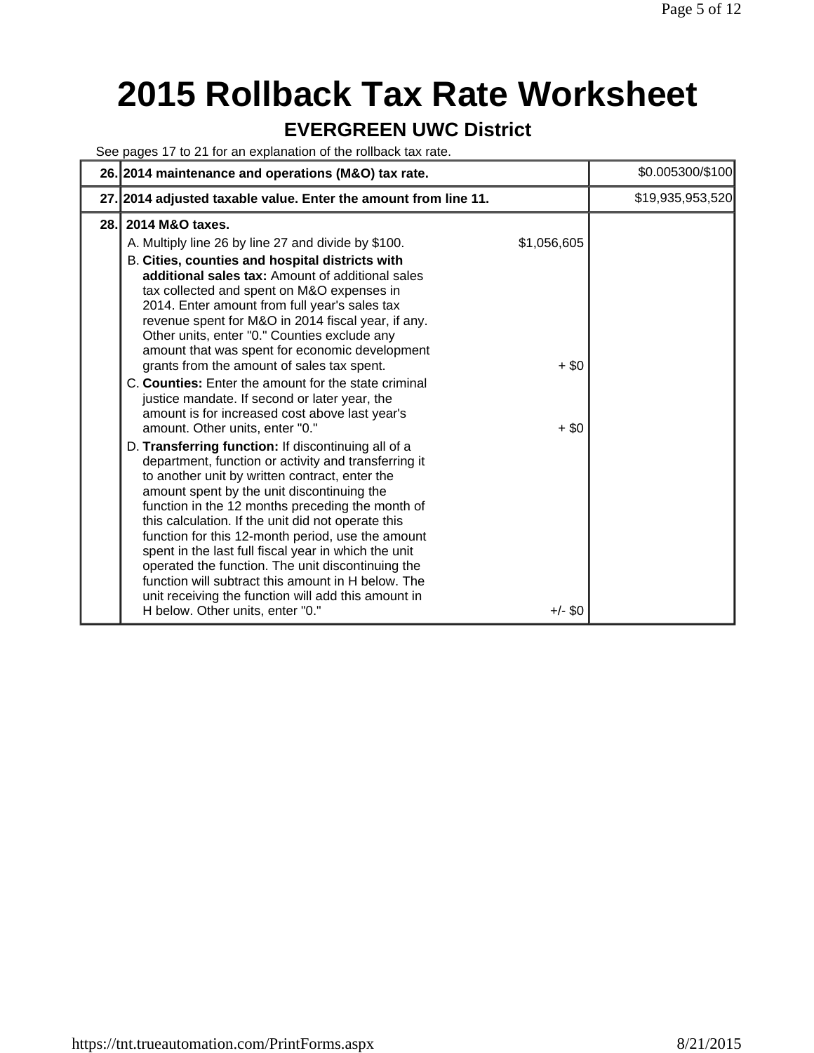# 2015 Rollback Tax Rate Worksheet

## EVERGREEN UWC District

See pages 17 to 21 for an explanation of the rollback tax rate.

| | | | |
|---|---|---|---|
| **26.** | **2014 maintenance and operations (M&O) tax rate.** | | $0.005300/$100 |
| **27.** | **2014 adjusted taxable value. Enter the amount from line 11.** | | $19,935,953,520 |
| **28.** | **2014 M&O taxes.** | | |
| | A. Multiply line 26 by line 27 and divide by $100. | $1,056,605 | |
| | B. **Cities, counties and hospital districts with additional sales tax:** Amount of additional sales tax collected and spent on M&O expenses in 2014. Enter amount from full year's sales tax revenue spent for M&O in 2014 fiscal year, if any. Other units, enter "0." Counties exclude any amount that was spent for economic development grants from the amount of sales tax spent. | + $0 | |
| | C. **Counties:** Enter the amount for the state criminal justice mandate. If second or later year, the amount is for increased cost above last year's amount. Other units, enter "0." | + $0 | |
| | D. **Transferring function:** If discontinuing all of a department, function or activity and transferring it to another unit by written contract, enter the amount spent by the unit discontinuing the function in the 12 months preceding the month of this calculation. If the unit did not operate this function for this 12-month period, use the amount spent in the last full fiscal year in which the unit operated the function. The unit discontinuing the function will subtract this amount in H below. The unit receiving the function will add this amount in H below. Other units, enter "0." | +/- $0 | |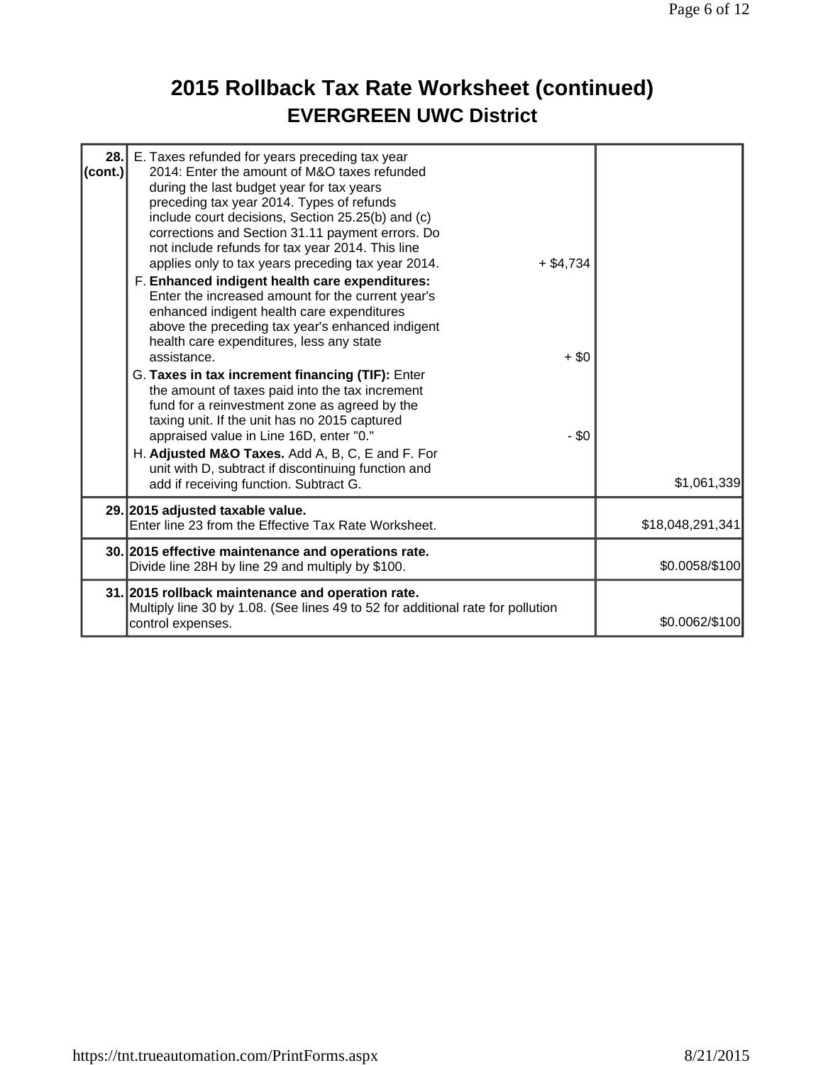# 2015 Rollback Tax Rate Worksheet (continued)

## EVERGREEN UWC District

| Line | Description | | Amount |
|---|---|---|---|
| 28. (cont.) | E. Taxes refunded for years preceding tax year 2014: Enter the amount of M&O taxes refunded during the last budget year for tax years preceding tax year 2014. Types of refunds include court decisions, Section 25.25(b) and (c) corrections and Section 31.11 payment errors. Do not include refunds for tax year 2014. This line applies only to tax years preceding tax year 2014. | + $4,734 | |
| | F. **Enhanced indigent health care expenditures:** Enter the increased amount for the current year's enhanced indigent health care expenditures above the preceding tax year's enhanced indigent health care expenditures, less any state assistance. | + $0 | |
| | G. **Taxes in tax increment financing (TIF):** Enter the amount of taxes paid into the tax increment fund for a reinvestment zone as agreed by the taxing unit. If the unit has no 2015 captured appraised value in Line 16D, enter "0." | - $0 | |
| | H. **Adjusted M&O Taxes.** Add A, B, C, E and F. For unit with D, subtract if discontinuing function and add if receiving function. Subtract G. | | $1,061,339 |
| 29. | **2015 adjusted taxable value.** Enter line 23 from the Effective Tax Rate Worksheet. | | $18,048,291,341 |
| 30. | **2015 effective maintenance and operations rate.** Divide line 28H by line 29 and multiply by $100. | | $0.0058/$100 |
| 31. | **2015 rollback maintenance and operation rate.** Multiply line 30 by 1.08. (See lines 49 to 52 for additional rate for pollution control expenses. | | $0.0062/$100 |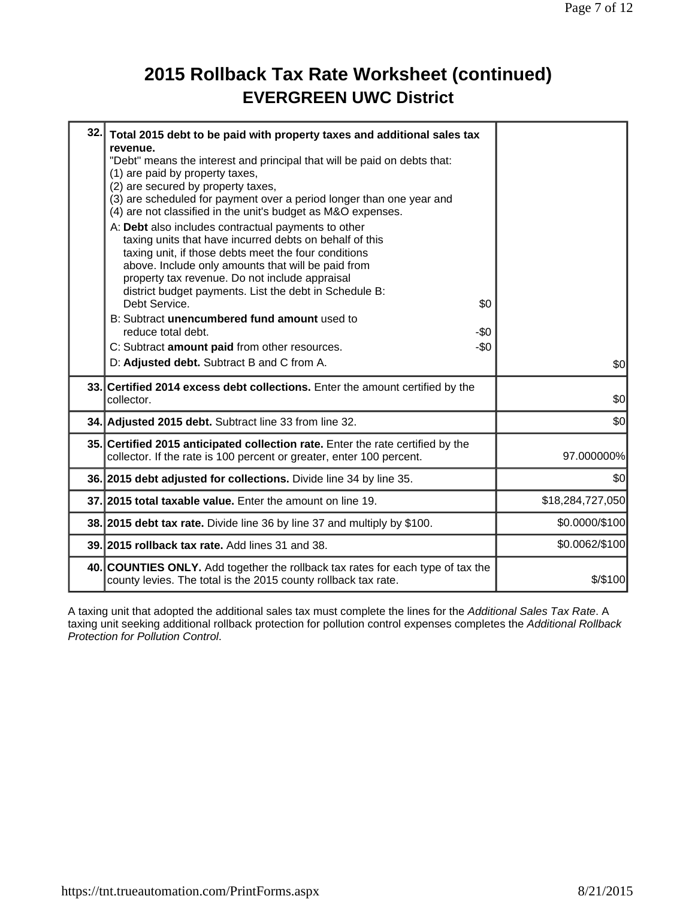# 2015 Rollback Tax Rate Worksheet (continued)

## EVERGREEN UWC District

| | | |
|---|---|---|
| 32. | **Total 2015 debt to be paid with property taxes and additional sales tax revenue.**<br>"Debt" means the interest and principal that will be paid on debts that:<br>(1) are paid by property taxes,<br>(2) are secured by property taxes,<br>(3) are scheduled for payment over a period longer than one year and<br>(4) are not classified in the unit's budget as M&O expenses.<br>A: **Debt** also includes contractual payments to other taxing units that have incurred debts on behalf of this taxing unit, if those debts meet the four conditions above. Include only amounts that will be paid from property tax revenue. Do not include appraisal district budget payments. List the debt in Schedule B: Debt Service. $0<br>B: Subtract **unencumbered fund amount** used to reduce total debt. -$0<br>C: Subtract **amount paid** from other resources. -$0<br>D: **Adjusted debt.** Subtract B and C from A. | $0 |
| 33. | **Certified 2014 excess debt collections.** Enter the amount certified by the collector. | $0 |
| 34. | **Adjusted 2015 debt.** Subtract line 33 from line 32. | $0 |
| 35. | **Certified 2015 anticipated collection rate.** Enter the rate certified by the collector. If the rate is 100 percent or greater, enter 100 percent. | 97.000000% |
| 36. | **2015 debt adjusted for collections.** Divide line 34 by line 35. | $0 |
| 37. | **2015 total taxable value.** Enter the amount on line 19. | $18,284,727,050 |
| 38. | **2015 debt tax rate.** Divide line 36 by line 37 and multiply by $100. | $0.0000/$100 |
| 39. | **2015 rollback tax rate.** Add lines 31 and 38. | $0.0062/$100 |
| 40. | **COUNTIES ONLY.** Add together the rollback tax rates for each type of tax the county levies. The total is the 2015 county rollback tax rate. | $/$100 |

A taxing unit that adopted the additional sales tax must complete the lines for the *Additional Sales Tax Rate*. A taxing unit seeking additional rollback protection for pollution control expenses completes the *Additional Rollback Protection for Pollution Control*.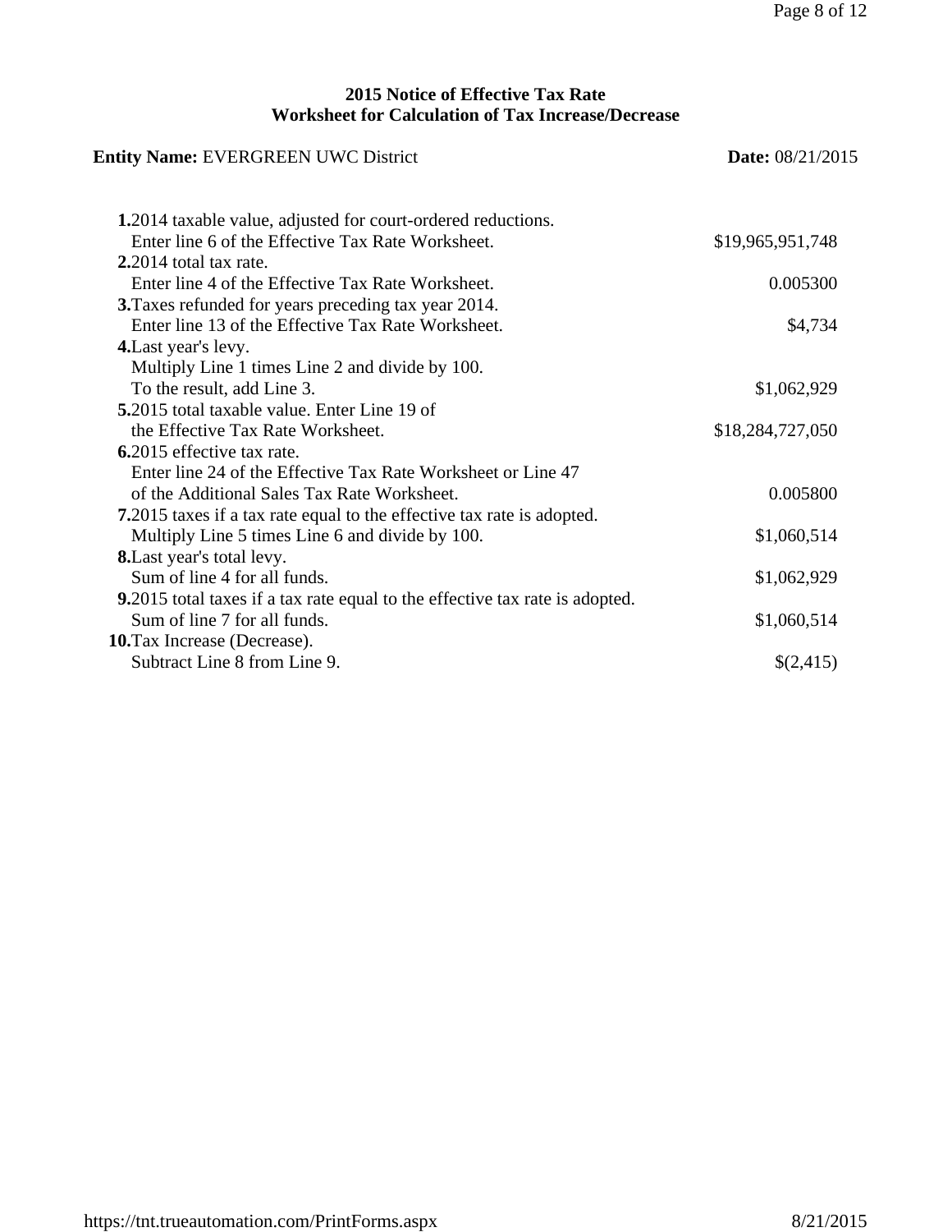# 2015 Notice of Effective Tax Rate
## Worksheet for Calculation of Tax Increase/Decrease

**Entity Name:** EVERGREEN UWC District **Date:** 08/21/2015

| | |
|---|---|
| **1.** 2014 taxable value, adjusted for court-ordered reductions. Enter line 6 of the Effective Tax Rate Worksheet. | $19,965,951,748 |
| **2.** 2014 total tax rate. Enter line 4 of the Effective Tax Rate Worksheet. | 0.005300 |
| **3.** Taxes refunded for years preceding tax year 2014. Enter line 13 of the Effective Tax Rate Worksheet. | $4,734 |
| **4.** Last year's levy. Multiply Line 1 times Line 2 and divide by 100. To the result, add Line 3. | $1,062,929 |
| **5.** 2015 total taxable value. Enter Line 19 of the Effective Tax Rate Worksheet. | $18,284,727,050 |
| **6.** 2015 effective tax rate. Enter line 24 of the Effective Tax Rate Worksheet or Line 47 of the Additional Sales Tax Rate Worksheet. | 0.005800 |
| **7.** 2015 taxes if a tax rate equal to the effective tax rate is adopted. Multiply Line 5 times Line 6 and divide by 100. | $1,060,514 |
| **8.** Last year's total levy. Sum of line 4 for all funds. | $1,062,929 |
| **9.** 2015 total taxes if a tax rate equal to the effective tax rate is adopted. Sum of line 7 for all funds. | $1,060,514 |
| **10.** Tax Increase (Decrease). Subtract Line 8 from Line 9. | $(2,415) |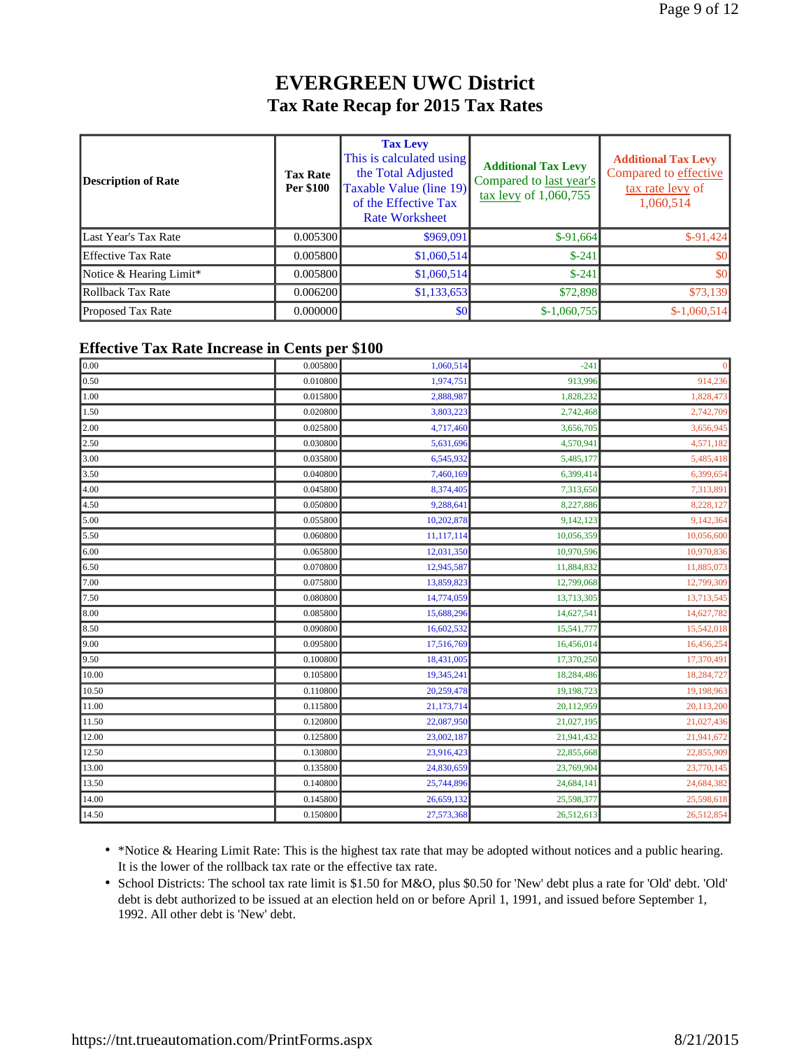# EVERGREEN UWC District

## Tax Rate Recap for 2015 Tax Rates

| Description of Rate | Tax Rate Per $100 | Tax Levy This is calculated using the Total Adjusted Taxable Value (line 19) of the Effective Tax Rate Worksheet | Additional Tax Levy Compared to last year's tax levy of 1,060,755 | Additional Tax Levy Compared to effective tax rate levy of 1,060,514 |
|---|---|---|---|---|
| Last Year's Tax Rate | 0.005300 | $969,091 | $-91,664 | $-91,424 |
| Effective Tax Rate | 0.005800 | $1,060,514 | $-241 | $0 |
| Notice & Hearing Limit* | 0.005800 | $1,060,514 | $-241 | $0 |
| Rollback Tax Rate | 0.006200 | $1,133,653 | $72,898 | $73,139 |
| Proposed Tax Rate | 0.000000 | $0 | $-1,060,755 | $-1,060,514 |

## Effective Tax Rate Increase in Cents per $100

| | | | | |
|---|---|---|---|---|
| 0.00 | 0.005800 | 1,060,514 | -241 | 0 |
| 0.50 | 0.010800 | 1,974,751 | 913,996 | 914,236 |
| 1.00 | 0.015800 | 2,888,987 | 1,828,232 | 1,828,473 |
| 1.50 | 0.020800 | 3,803,223 | 2,742,468 | 2,742,709 |
| 2.00 | 0.025800 | 4,717,460 | 3,656,705 | 3,656,945 |
| 2.50 | 0.030800 | 5,631,696 | 4,570,941 | 4,571,182 |
| 3.00 | 0.035800 | 6,545,932 | 5,485,177 | 5,485,418 |
| 3.50 | 0.040800 | 7,460,169 | 6,399,414 | 6,399,654 |
| 4.00 | 0.045800 | 8,374,405 | 7,313,650 | 7,313,891 |
| 4.50 | 0.050800 | 9,288,641 | 8,227,886 | 8,228,127 |
| 5.00 | 0.055800 | 10,202,878 | 9,142,123 | 9,142,364 |
| 5.50 | 0.060800 | 11,117,114 | 10,056,359 | 10,056,600 |
| 6.00 | 0.065800 | 12,031,350 | 10,970,596 | 10,970,836 |
| 6.50 | 0.070800 | 12,945,587 | 11,884,832 | 11,885,073 |
| 7.00 | 0.075800 | 13,859,823 | 12,799,068 | 12,799,309 |
| 7.50 | 0.080800 | 14,774,059 | 13,713,305 | 13,713,545 |
| 8.00 | 0.085800 | 15,688,296 | 14,627,541 | 14,627,782 |
| 8.50 | 0.090800 | 16,602,532 | 15,541,777 | 15,542,018 |
| 9.00 | 0.095800 | 17,516,769 | 16,456,014 | 16,456,254 |
| 9.50 | 0.100800 | 18,431,005 | 17,370,250 | 17,370,491 |
| 10.00 | 0.105800 | 19,345,241 | 18,284,486 | 18,284,727 |
| 10.50 | 0.110800 | 20,259,478 | 19,198,723 | 19,198,963 |
| 11.00 | 0.115800 | 21,173,714 | 20,112,959 | 20,113,200 |
| 11.50 | 0.120800 | 22,087,950 | 21,027,195 | 21,027,436 |
| 12.00 | 0.125800 | 23,002,187 | 21,941,432 | 21,941,672 |
| 12.50 | 0.130800 | 23,916,423 | 22,855,668 | 22,855,909 |
| 13.00 | 0.135800 | 24,830,659 | 23,769,904 | 23,770,145 |
| 13.50 | 0.140800 | 25,744,896 | 24,684,141 | 24,684,382 |
| 14.00 | 0.145800 | 26,659,132 | 25,598,377 | 25,598,618 |
| 14.50 | 0.150800 | 27,573,368 | 26,512,613 | 26,512,854 |

- *Notice & Hearing Limit Rate: This is the highest tax rate that may be adopted without notices and a public hearing. It is the lower of the rollback tax rate or the effective tax rate.
- School Districts: The school tax rate limit is $1.50 for M&O, plus $0.50 for 'New' debt plus a rate for 'Old' debt. 'Old' debt is debt authorized to be issued at an election held on or before April 1, 1991, and issued before September 1, 1992. All other debt is 'New' debt.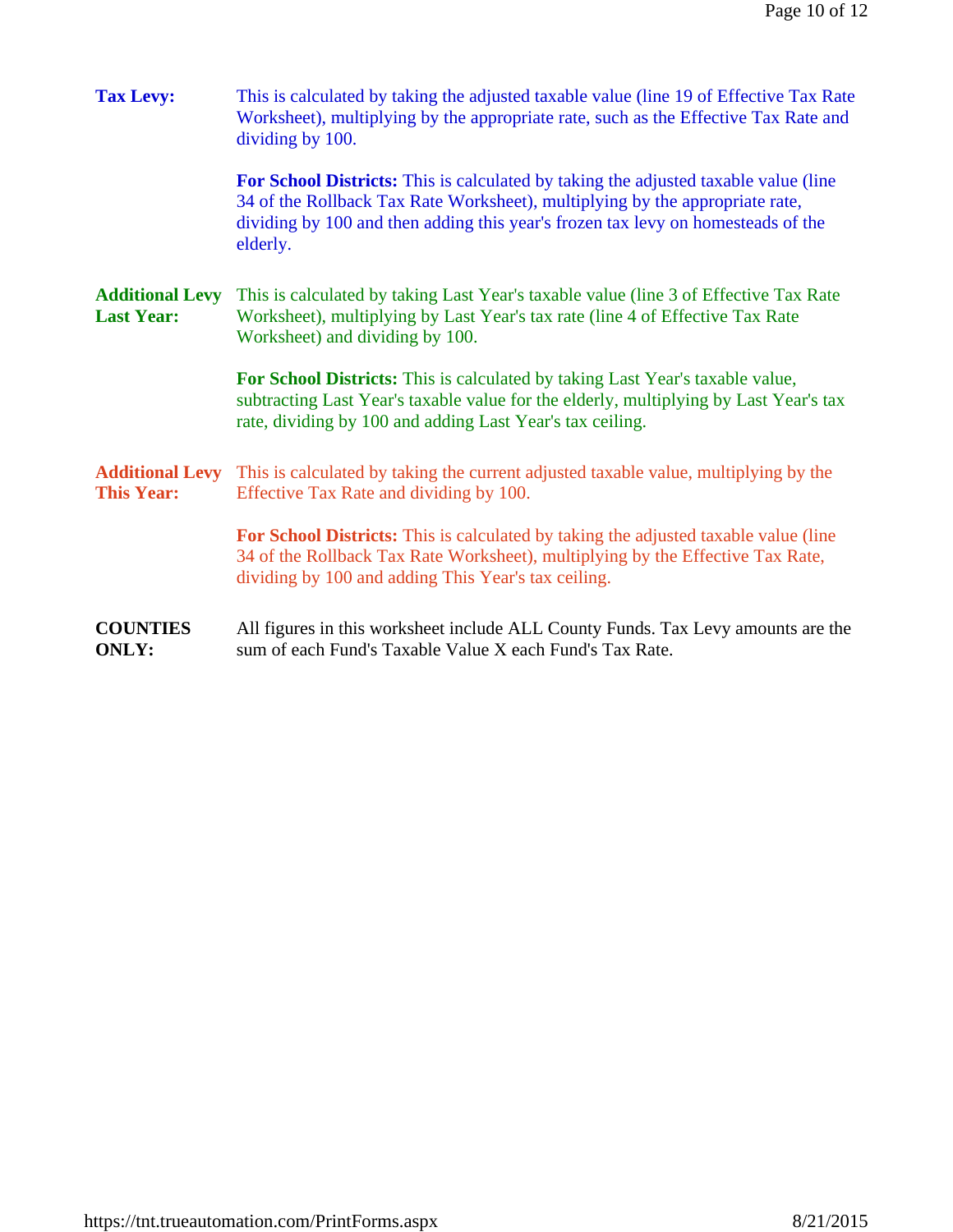**Tax Levy:** This is calculated by taking the adjusted taxable value (line 19 of Effective Tax Rate Worksheet), multiplying by the appropriate rate, such as the Effective Tax Rate and dividing by 100.

**For School Districts:** This is calculated by taking the adjusted taxable value (line 34 of the Rollback Tax Rate Worksheet), multiplying by the appropriate rate, dividing by 100 and then adding this year's frozen tax levy on homesteads of the elderly.

**Additional Levy Last Year:** This is calculated by taking Last Year's taxable value (line 3 of Effective Tax Rate Worksheet), multiplying by Last Year's tax rate (line 4 of Effective Tax Rate Worksheet) and dividing by 100.

**For School Districts:** This is calculated by taking Last Year's taxable value, subtracting Last Year's taxable value for the elderly, multiplying by Last Year's tax rate, dividing by 100 and adding Last Year's tax ceiling.

**Additional Levy This Year:** This is calculated by taking the current adjusted taxable value, multiplying by the Effective Tax Rate and dividing by 100.

**For School Districts:** This is calculated by taking the adjusted taxable value (line 34 of the Rollback Tax Rate Worksheet), multiplying by the Effective Tax Rate, dividing by 100 and adding This Year's tax ceiling.

**COUNTIES ONLY:** All figures in this worksheet include ALL County Funds. Tax Levy amounts are the sum of each Fund's Taxable Value X each Fund's Tax Rate.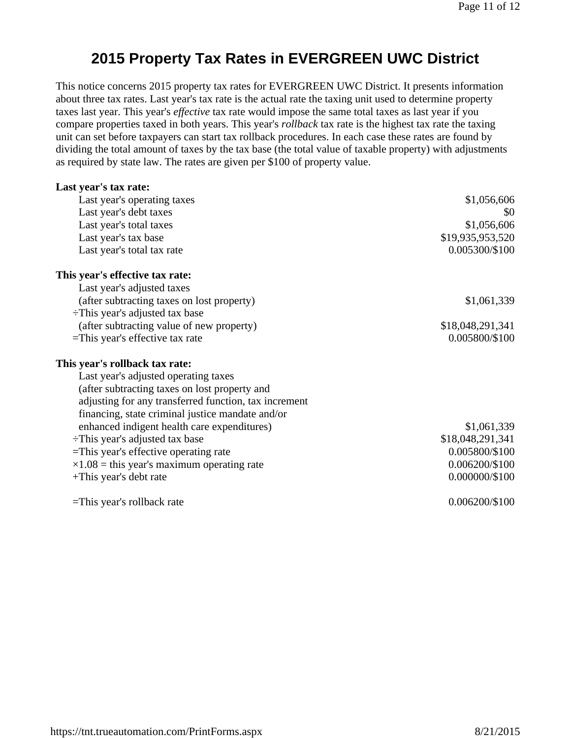# 2015 Property Tax Rates in EVERGREEN UWC District

This notice concerns 2015 property tax rates for EVERGREEN UWC District. It presents information about three tax rates. Last year's tax rate is the actual rate the taxing unit used to determine property taxes last year. This year's *effective* tax rate would impose the same total taxes as last year if you compare properties taxed in both years. This year's *rollback* tax rate is the highest tax rate the taxing unit can set before taxpayers can start tax rollback procedures. In each case these rates are found by dividing the total amount of taxes by the tax base (the total value of taxable property) with adjustments as required by state law. The rates are given per $100 of property value.

**Last year's tax rate:**

| | |
|---|---|
| Last year's operating taxes | $1,056,606 |
| Last year's debt taxes | $0 |
| Last year's total taxes | $1,056,606 |
| Last year's tax base | $19,935,953,520 |
| Last year's total tax rate | 0.005300/$100 |

**This year's effective tax rate:**

| | |
|---|---|
| Last year's adjusted taxes (after subtracting taxes on lost property) | $1,061,339 |
| ÷This year's adjusted tax base (after subtracting value of new property) | $18,048,291,341 |
| =This year's effective tax rate | 0.005800/$100 |

**This year's rollback tax rate:**

| | |
|---|---|
| Last year's adjusted operating taxes (after subtracting taxes on lost property and adjusting for any transferred function, tax increment financing, state criminal justice mandate and/or enhanced indigent health care expenditures) | $1,061,339 |
| ÷This year's adjusted tax base | $18,048,291,341 |
| =This year's effective operating rate | 0.005800/$100 |
| ×1.08 = this year's maximum operating rate | 0.006200/$100 |
| +This year's debt rate | 0.000000/$100 |
| =This year's rollback rate | 0.006200/$100 |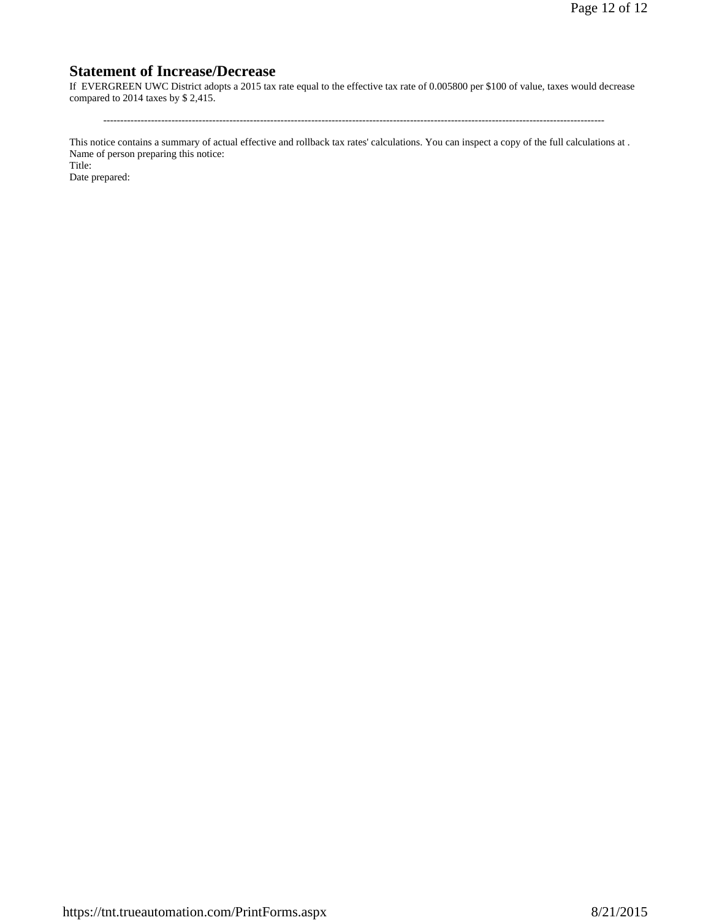## Statement of Increase/Decrease

If EVERGREEN UWC District adopts a 2015 tax rate equal to the effective tax rate of 0.005800 per $100 of value, taxes would decrease compared to 2014 taxes by $ 2,415.

---

This notice contains a summary of actual effective and rollback tax rates' calculations. You can inspect a copy of the full calculations at .
Name of person preparing this notice:
Title:
Date prepared: